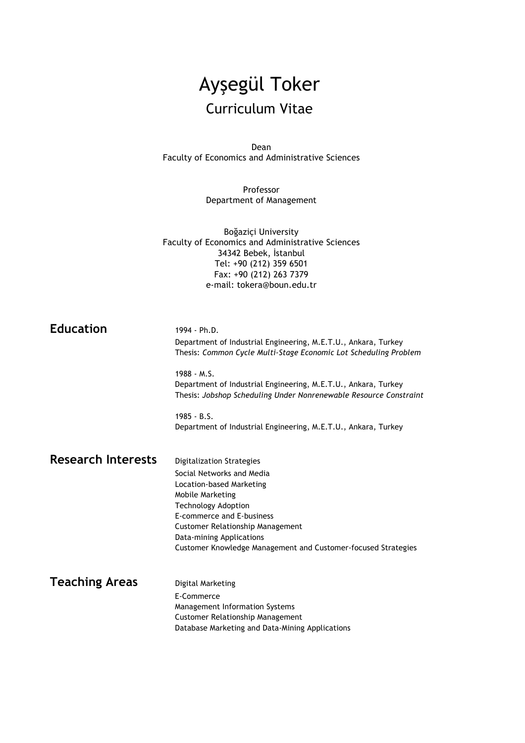# Ayşegül Toker

## Curriculum Vitae

Dean
Faculty of Economics and Administrative Sciences

Professor
Department of Management

Boğaziçi University
Faculty of Economics and Administrative Sciences
34342 Bebek, İstanbul
Tel: +90 (212) 359 6501
Fax: +90 (212) 263 7379
e-mail: tokera@boun.edu.tr

## Education

1994 - Ph.D.
Department of Industrial Engineering, M.E.T.U., Ankara, Turkey
Thesis: *Common Cycle Multi-Stage Economic Lot Scheduling Problem*

1988 - M.S.
Department of Industrial Engineering, M.E.T.U., Ankara, Turkey
Thesis: *Jobshop Scheduling Under Nonrenewable Resource Constraint*

1985 - B.S.
Department of Industrial Engineering, M.E.T.U., Ankara, Turkey

## Research Interests

Digitalization Strategies
Social Networks and Media
Location-based Marketing
Mobile Marketing
Technology Adoption
E-commerce and E-business
Customer Relationship Management
Data-mining Applications
Customer Knowledge Management and Customer-focused Strategies

## Teaching Areas

Digital Marketing
E-Commerce
Management Information Systems
Customer Relationship Management
Database Marketing and Data-Mining Applications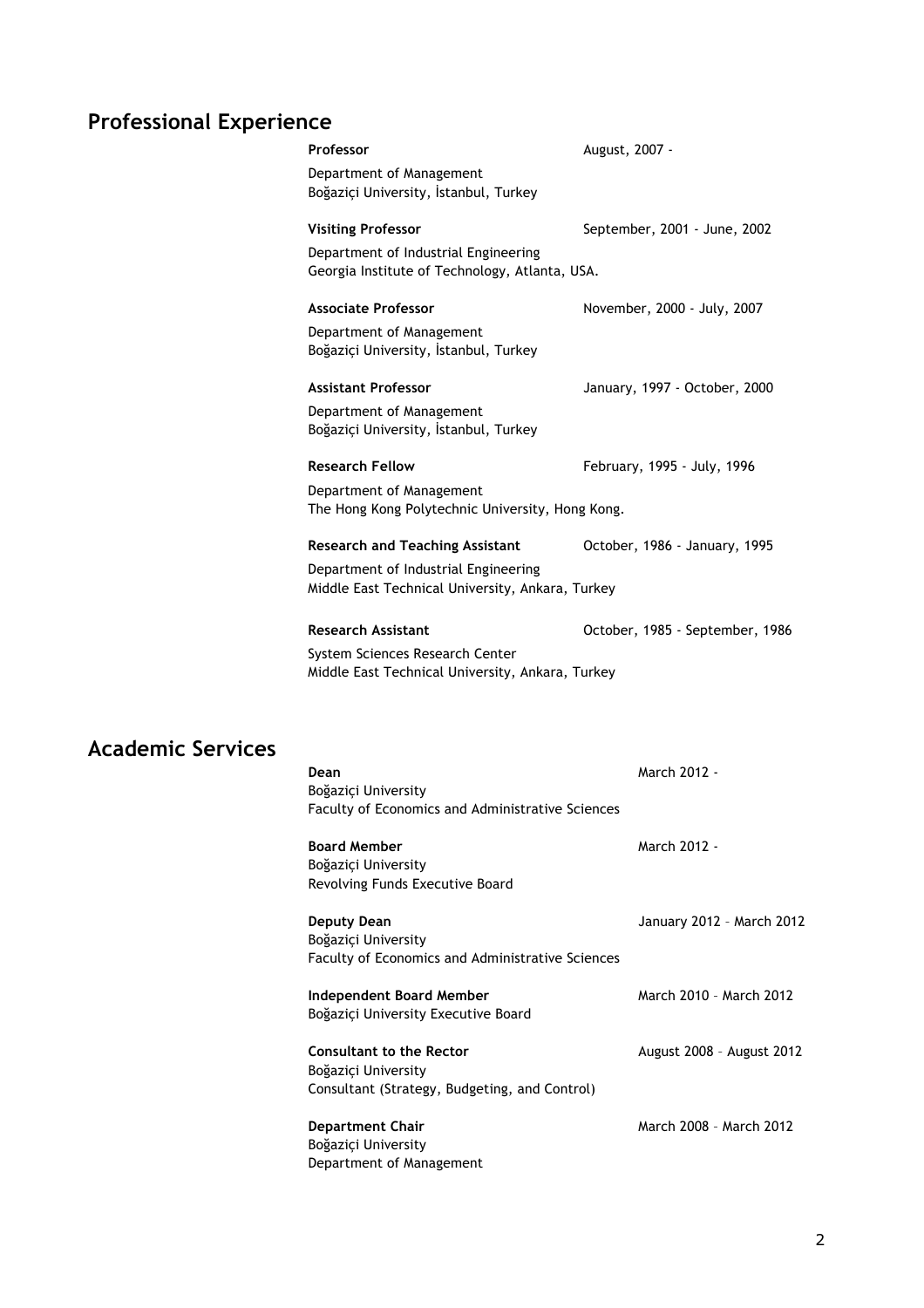## Professional Experience

**Professor** — August, 2007 -
Department of Management
Boğaziçi University, İstanbul, Turkey

**Visiting Professor** — September, 2001 - June, 2002
Department of Industrial Engineering
Georgia Institute of Technology, Atlanta, USA.

**Associate Professor** — November, 2000 - July, 2007
Department of Management
Boğaziçi University, İstanbul, Turkey

**Assistant Professor** — January, 1997 - October, 2000
Department of Management
Boğaziçi University, İstanbul, Turkey

**Research Fellow** — February, 1995 - July, 1996
Department of Management
The Hong Kong Polytechnic University, Hong Kong.

**Research and Teaching Assistant** — October, 1986 - January, 1995
Department of Industrial Engineering
Middle East Technical University, Ankara, Turkey

**Research Assistant** — October, 1985 - September, 1986
System Sciences Research Center
Middle East Technical University, Ankara, Turkey

## Academic Services

**Dean** — March 2012 -
Boğaziçi University
Faculty of Economics and Administrative Sciences

**Board Member** — March 2012 -
Boğaziçi University
Revolving Funds Executive Board

**Deputy Dean** — January 2012 – March 2012
Boğaziçi University
Faculty of Economics and Administrative Sciences

**Independent Board Member** — March 2010 – March 2012
Boğaziçi University Executive Board

**Consultant to the Rector** — August 2008 – August 2012
Boğaziçi University
Consultant (Strategy, Budgeting, and Control)

**Department Chair** — March 2008 – March 2012
Boğaziçi University
Department of Management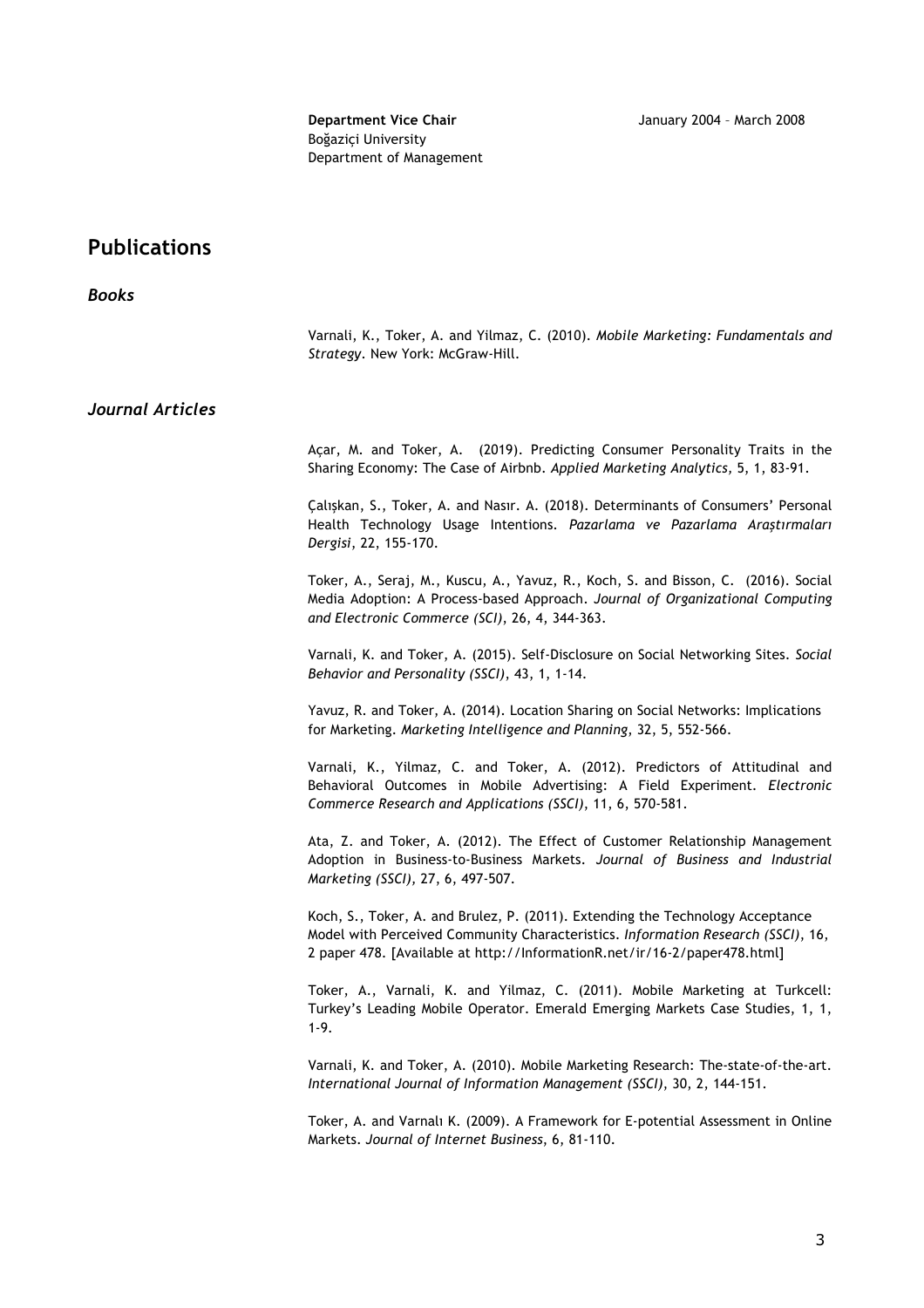**Department Vice Chair** January 2004 – March 2008
Boğaziçi University
Department of Management

## Publications

### *Books*

Varnali, K., Toker, A. and Yilmaz, C. (2010). *Mobile Marketing: Fundamentals and Strategy*. New York: McGraw-Hill.

### *Journal Articles*

Açar, M. and Toker, A. (2019). Predicting Consumer Personality Traits in the Sharing Economy: The Case of Airbnb. *Applied Marketing Analytics*, 5, 1, 83-91.

Çalışkan, S., Toker, A. and Nasır. A. (2018). Determinants of Consumers' Personal Health Technology Usage Intentions. *Pazarlama ve Pazarlama Araştırmaları Dergisi*, 22, 155-170.

Toker, A., Seraj, M., Kuscu, A., Yavuz, R., Koch, S. and Bisson, C. (2016). Social Media Adoption: A Process-based Approach. *Journal of Organizational Computing and Electronic Commerce (SCI)*, 26, 4, 344-363.

Varnali, K. and Toker, A. (2015). Self-Disclosure on Social Networking Sites. *Social Behavior and Personality (SSCI)*, 43, 1, 1-14.

Yavuz, R. and Toker, A. (2014). Location Sharing on Social Networks: Implications for Marketing. *Marketing Intelligence and Planning*, 32, 5, 552-566.

Varnali, K., Yilmaz, C. and Toker, A. (2012). Predictors of Attitudinal and Behavioral Outcomes in Mobile Advertising: A Field Experiment. *Electronic Commerce Research and Applications (SSCI)*, 11, 6, 570-581.

Ata, Z. and Toker, A. (2012). The Effect of Customer Relationship Management Adoption in Business-to-Business Markets. *Journal of Business and Industrial Marketing (SSCI)*, 27, 6, 497-507.

Koch, S., Toker, A. and Brulez, P. (2011). Extending the Technology Acceptance Model with Perceived Community Characteristics. *Information Research (SSCI)*, 16, 2 paper 478. [Available at http://InformationR.net/ir/16-2/paper478.html]

Toker, A., Varnali, K. and Yilmaz, C. (2011). Mobile Marketing at Turkcell: Turkey's Leading Mobile Operator. Emerald Emerging Markets Case Studies, 1, 1, 1-9.

Varnali, K. and Toker, A. (2010). Mobile Marketing Research: The-state-of-the-art. *International Journal of Information Management (SSCI)*, 30, 2, 144-151.

Toker, A. and Varnalı K. (2009). A Framework for E-potential Assessment in Online Markets. *Journal of Internet Business*, 6, 81-110.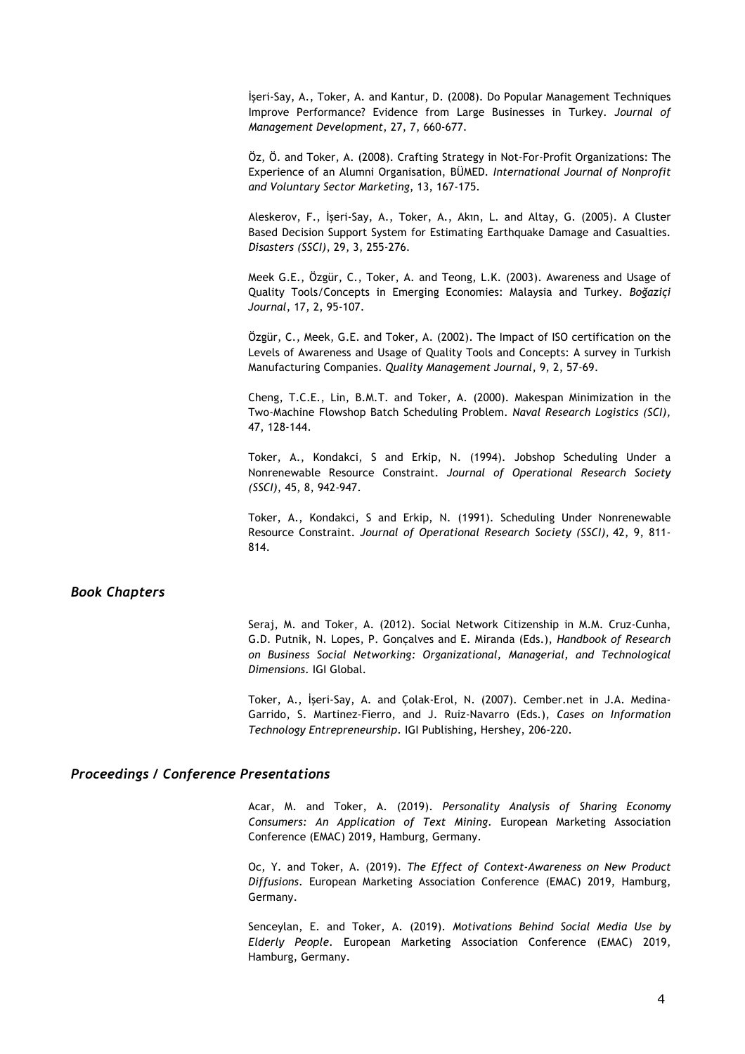İşeri-Say, A., Toker, A. and Kantur, D. (2008). Do Popular Management Techniques Improve Performance? Evidence from Large Businesses in Turkey. *Journal of Management Development*, 27, 7, 660-677.

Öz, Ö. and Toker, A. (2008). Crafting Strategy in Not-For-Profit Organizations: The Experience of an Alumni Organisation, BÜMED. *International Journal of Nonprofit and Voluntary Sector Marketing*, 13, 167-175.

Aleskerov, F., İşeri-Say, A., Toker, A., Akın, L. and Altay, G. (2005). A Cluster Based Decision Support System for Estimating Earthquake Damage and Casualties. *Disasters (SSCI)*, 29, 3, 255-276.

Meek G.E., Özgür, C., Toker, A. and Teong, L.K. (2003). Awareness and Usage of Quality Tools/Concepts in Emerging Economies: Malaysia and Turkey. *Boğaziçi Journal*, 17, 2, 95-107.

Özgür, C., Meek, G.E. and Toker, A. (2002). The Impact of ISO certification on the Levels of Awareness and Usage of Quality Tools and Concepts: A survey in Turkish Manufacturing Companies. *Quality Management Journal*, 9, 2, 57-69.

Cheng, T.C.E., Lin, B.M.T. and Toker, A. (2000). Makespan Minimization in the Two-Machine Flowshop Batch Scheduling Problem. *Naval Research Logistics (SCI)*, 47, 128-144.

Toker, A., Kondakci, S and Erkip, N. (1994). Jobshop Scheduling Under a Nonrenewable Resource Constraint. *Journal of Operational Research Society (SSCI)*, 45, 8, 942-947.

Toker, A., Kondakci, S and Erkip, N. (1991). Scheduling Under Nonrenewable Resource Constraint. *Journal of Operational Research Society (SSCI)*, 42, 9, 811-814.

### *Book Chapters*

Seraj, M. and Toker, A. (2012). Social Network Citizenship in M.M. Cruz-Cunha, G.D. Putnik, N. Lopes, P. Gonçalves and E. Miranda (Eds.), *Handbook of Research on Business Social Networking: Organizational, Managerial, and Technological Dimensions*. IGI Global.

Toker, A., İşeri-Say, A. and Çolak-Erol, N. (2007). Cember.net in J.A. Medina-Garrido, S. Martinez-Fierro, and J. Ruiz-Navarro (Eds.), *Cases on Information Technology Entrepreneurship*. IGI Publishing, Hershey, 206-220.

### *Proceedings / Conference Presentations*

Acar, M. and Toker, A. (2019). *Personality Analysis of Sharing Economy Consumers: An Application of Text Mining*. European Marketing Association Conference (EMAC) 2019, Hamburg, Germany.

Oc, Y. and Toker, A. (2019). *The Effect of Context-Awareness on New Product Diffusions*. European Marketing Association Conference (EMAC) 2019, Hamburg, Germany.

Senceylan, E. and Toker, A. (2019). *Motivations Behind Social Media Use by Elderly People*. European Marketing Association Conference (EMAC) 2019, Hamburg, Germany.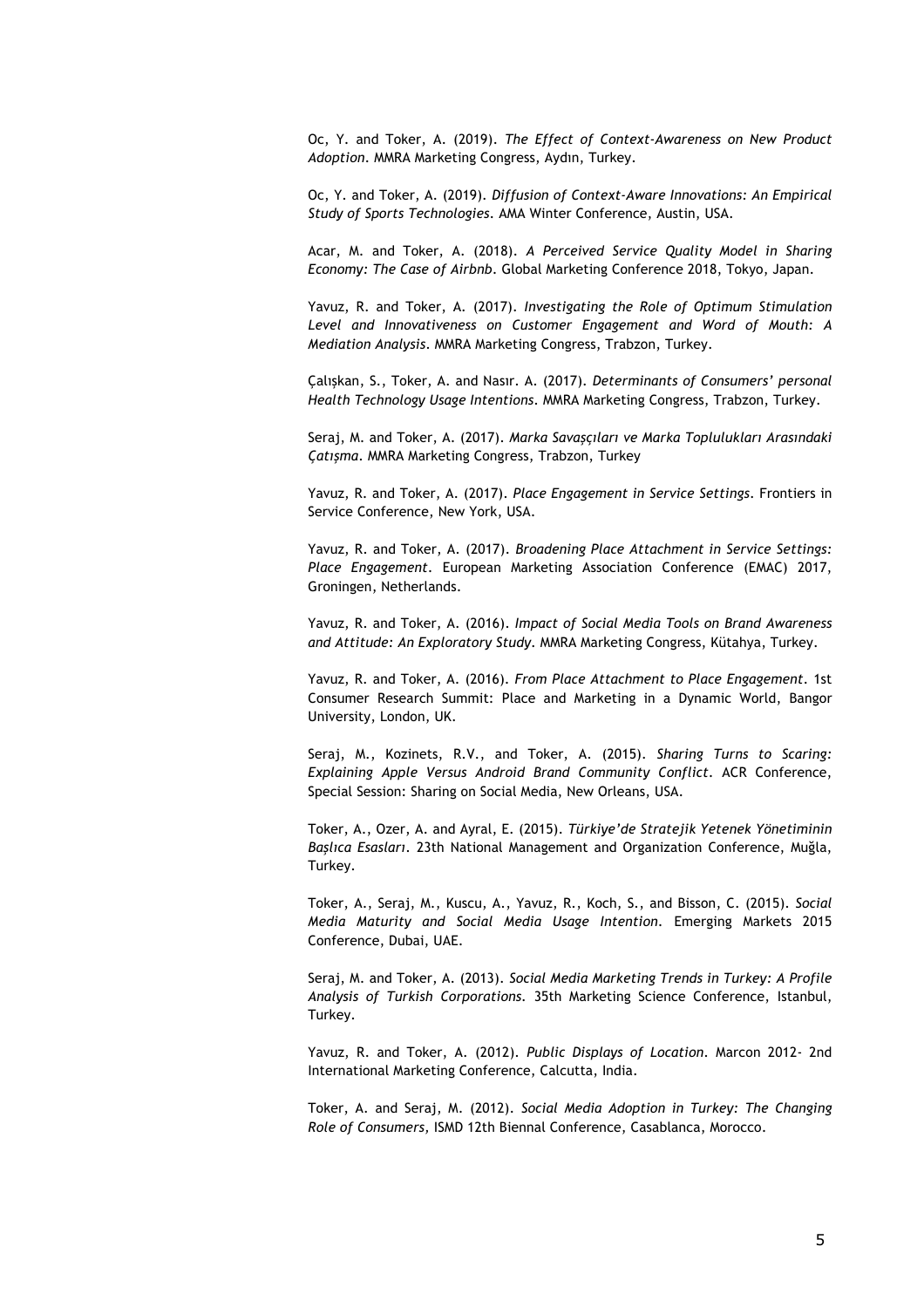Oc, Y. and Toker, A. (2019). *The Effect of Context-Awareness on New Product Adoption*. MMRA Marketing Congress, Aydın, Turkey.

Oc, Y. and Toker, A. (2019). *Diffusion of Context-Aware Innovations: An Empirical Study of Sports Technologies*. AMA Winter Conference, Austin, USA.

Acar, M. and Toker, A. (2018). *A Perceived Service Quality Model in Sharing Economy: The Case of Airbnb*. Global Marketing Conference 2018, Tokyo, Japan.

Yavuz, R. and Toker, A. (2017). *Investigating the Role of Optimum Stimulation Level and Innovativeness on Customer Engagement and Word of Mouth: A Mediation Analysis*. MMRA Marketing Congress, Trabzon, Turkey.

Çalışkan, S., Toker, A. and Nasır. A. (2017). *Determinants of Consumers' personal Health Technology Usage Intentions*. MMRA Marketing Congress, Trabzon, Turkey.

Seraj, M. and Toker, A. (2017). *Marka Savaşçıları ve Marka Toplulukları Arasındaki Çatışma*. MMRA Marketing Congress, Trabzon, Turkey

Yavuz, R. and Toker, A. (2017). *Place Engagement in Service Settings*. Frontiers in Service Conference, New York, USA.

Yavuz, R. and Toker, A. (2017). *Broadening Place Attachment in Service Settings: Place Engagement*. European Marketing Association Conference (EMAC) 2017, Groningen, Netherlands.

Yavuz, R. and Toker, A. (2016). *Impact of Social Media Tools on Brand Awareness and Attitude: An Exploratory Study*. MMRA Marketing Congress, Kütahya, Turkey.

Yavuz, R. and Toker, A. (2016). *From Place Attachment to Place Engagement*. 1st Consumer Research Summit: Place and Marketing in a Dynamic World, Bangor University, London, UK.

Seraj, M., Kozinets, R.V., and Toker, A. (2015). *Sharing Turns to Scaring: Explaining Apple Versus Android Brand Community Conflict*. ACR Conference, Special Session: Sharing on Social Media, New Orleans, USA.

Toker, A., Ozer, A. and Ayral, E. (2015). *Türkiye'de Stratejik Yetenek Yönetiminin Başlıca Esasları*. 23th National Management and Organization Conference, Muğla, Turkey.

Toker, A., Seraj, M., Kuscu, A., Yavuz, R., Koch, S., and Bisson, C. (2015). *Social Media Maturity and Social Media Usage Intention*. Emerging Markets 2015 Conference, Dubai, UAE.

Seraj, M. and Toker, A. (2013). *Social Media Marketing Trends in Turkey: A Profile Analysis of Turkish Corporations*. 35th Marketing Science Conference, Istanbul, Turkey.

Yavuz, R. and Toker, A. (2012). *Public Displays of Location*. Marcon 2012- 2nd International Marketing Conference, Calcutta, India.

Toker, A. and Seraj, M. (2012). *Social Media Adoption in Turkey: The Changing Role of Consumers*, ISMD 12th Biennal Conference, Casablanca, Morocco.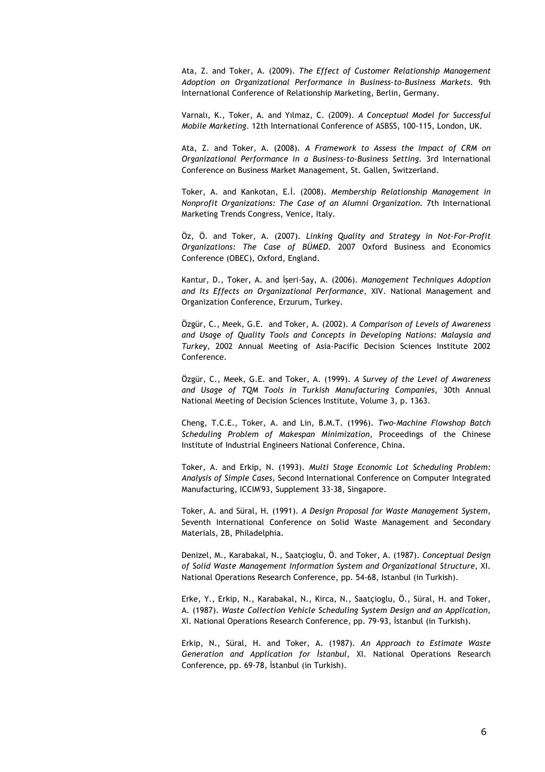Ata, Z. and Toker, A. (2009). *The Effect of Customer Relationship Management Adoption on Organizational Performance in Business-to-Business Markets*. 9th International Conference of Relationship Marketing, Berlin, Germany.

Varnalı, K., Toker, A. and Yılmaz, C. (2009). *A Conceptual Model for Successful Mobile Marketing*. 12th International Conference of ASBSS, 100-115, London, UK.

Ata, Z. and Toker, A. (2008). *A Framework to Assess the Impact of CRM on Organizational Performance in a Business-to-Business Setting*. 3rd International Conference on Business Market Management, St. Gallen, Switzerland.

Toker, A. and Kankotan, E.İ. (2008). *Membership Relationship Management in Nonprofit Organizations: The Case of an Alumni Organization*. 7th International Marketing Trends Congress, Venice, Italy.

Öz, Ö. and Toker, A. (2007). *Linking Quality and Strategy in Not-For-Profit Organizations: The Case of BÜMED*. 2007 Oxford Business and Economics Conference (OBEC), Oxford, England.

Kantur, D., Toker, A. and İşeri-Say, A. (2006). *Management Techniques Adoption and Its Effects on Organizational Performance*, XIV. National Management and Organization Conference, Erzurum, Turkey.

Özgür, C., Meek, G.E. and Toker, A. (2002). *A Comparison of Levels of Awareness and Usage of Quality Tools and Concepts in Developing Nations: Malaysia and Turkey*, 2002 Annual Meeting of Asia-Pacific Decision Sciences Institute 2002 Conference.

Özgür, C., Meek, G.E. and Toker, A. (1999). *A Survey of the Level of Awareness and Usage of TQM Tools in Turkish Manufacturing Companies*, 30th Annual National Meeting of Decision Sciences Institute, Volume 3, p. 1363.

Cheng, T.C.E., Toker, A. and Lin, B.M.T. (1996). *Two-Machine Flowshop Batch Scheduling Problem of Makespan Minimization*, Proceedings of the Chinese Institute of Industrial Engineers National Conference, China.

Toker, A. and Erkip, N. (1993). *Multi Stage Economic Lot Scheduling Problem: Analysis of Simple Cases*, Second International Conference on Computer Integrated Manufacturing, ICCIM'93, Supplement 33-38, Singapore.

Toker, A. and Süral, H. (1991). *A Design Proposal for Waste Management System*, Seventh International Conference on Solid Waste Management and Secondary Materials, 2B, Philadelphia.

Denizel, M., Karabakal, N., Saatçioglu, Ö. and Toker, A. (1987). *Conceptual Design of Solid Waste Management Information System and Organizational Structure*, XI. National Operations Research Conference, pp. 54-68, Istanbul (in Turkish).

Erke, Y., Erkip, N., Karabakal, N., Kirca, N., Saatçioglu, Ö., Süral, H. and Toker, A. (1987). *Waste Collection Vehicle Scheduling System Design and an Application*, XI. National Operations Research Conference, pp. 79-93, İstanbul (in Turkish).

Erkip, N., Süral, H. and Toker, A. (1987). *An Approach to Estimate Waste Generation and Application for İstanbul*, XI. National Operations Research Conference, pp. 69-78, İstanbul (in Turkish).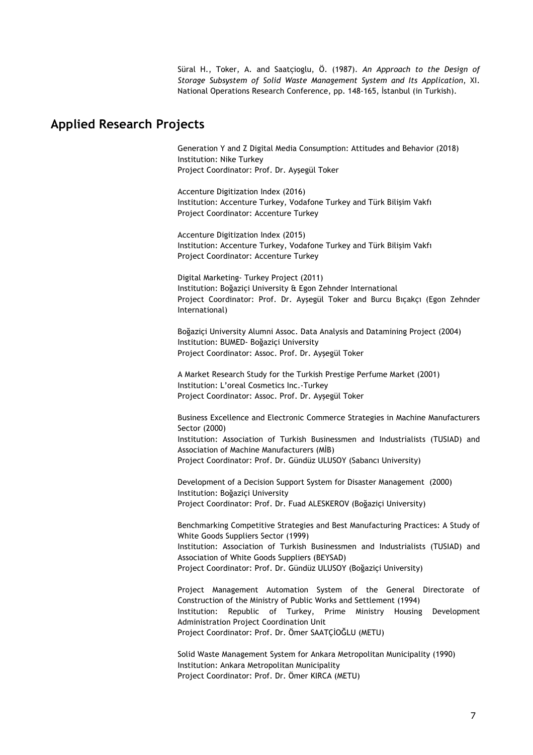Süral H., Toker, A. and Saatçioglu, Ö. (1987). *An Approach to the Design of Storage Subsystem of Solid Waste Management System and Its Application*, XI. National Operations Research Conference, pp. 148-165, İstanbul (in Turkish).

## Applied Research Projects

Generation Y and Z Digital Media Consumption: Attitudes and Behavior (2018)
Institution: Nike Turkey
Project Coordinator: Prof. Dr. Ayşegül Toker

Accenture Digitization Index (2016)
Institution: Accenture Turkey, Vodafone Turkey and Türk Bilişim Vakfı
Project Coordinator: Accenture Turkey

Accenture Digitization Index (2015)
Institution: Accenture Turkey, Vodafone Turkey and Türk Bilişim Vakfı
Project Coordinator: Accenture Turkey

Digital Marketing- Turkey Project (2011)
Institution: Boğaziçi University & Egon Zehnder International
Project Coordinator: Prof. Dr. Ayşegül Toker and Burcu Bıçakçı (Egon Zehnder International)

Boğaziçi University Alumni Assoc. Data Analysis and Datamining Project (2004)
Institution: BUMED- Boğaziçi University
Project Coordinator: Assoc. Prof. Dr. Ayşegül Toker

A Market Research Study for the Turkish Prestige Perfume Market (2001)
Institution: L'oreal Cosmetics Inc.-Turkey
Project Coordinator: Assoc. Prof. Dr. Ayşegül Toker

Business Excellence and Electronic Commerce Strategies in Machine Manufacturers Sector (2000)
Institution: Association of Turkish Businessmen and Industrialists (TUSIAD) and Association of Machine Manufacturers (MİB)
Project Coordinator: Prof. Dr. Gündüz ULUSOY (Sabancı University)

Development of a Decision Support System for Disaster Management (2000)
Institution: Boğaziçi University
Project Coordinator: Prof. Dr. Fuad ALESKEROV (Boğaziçi University)

Benchmarking Competitive Strategies and Best Manufacturing Practices: A Study of White Goods Suppliers Sector (1999)
Institution: Association of Turkish Businessmen and Industrialists (TUSIAD) and Association of White Goods Suppliers (BEYSAD)
Project Coordinator: Prof. Dr. Gündüz ULUSOY (Boğaziçi University)

Project Management Automation System of the General Directorate of Construction of the Ministry of Public Works and Settlement (1994)
Institution: Republic of Turkey, Prime Ministry Housing Development Administration Project Coordination Unit
Project Coordinator: Prof. Dr. Ömer SAATÇİOĞLU (METU)

Solid Waste Management System for Ankara Metropolitan Municipality (1990)
Institution: Ankara Metropolitan Municipality
Project Coordinator: Prof. Dr. Ömer KIRCA (METU)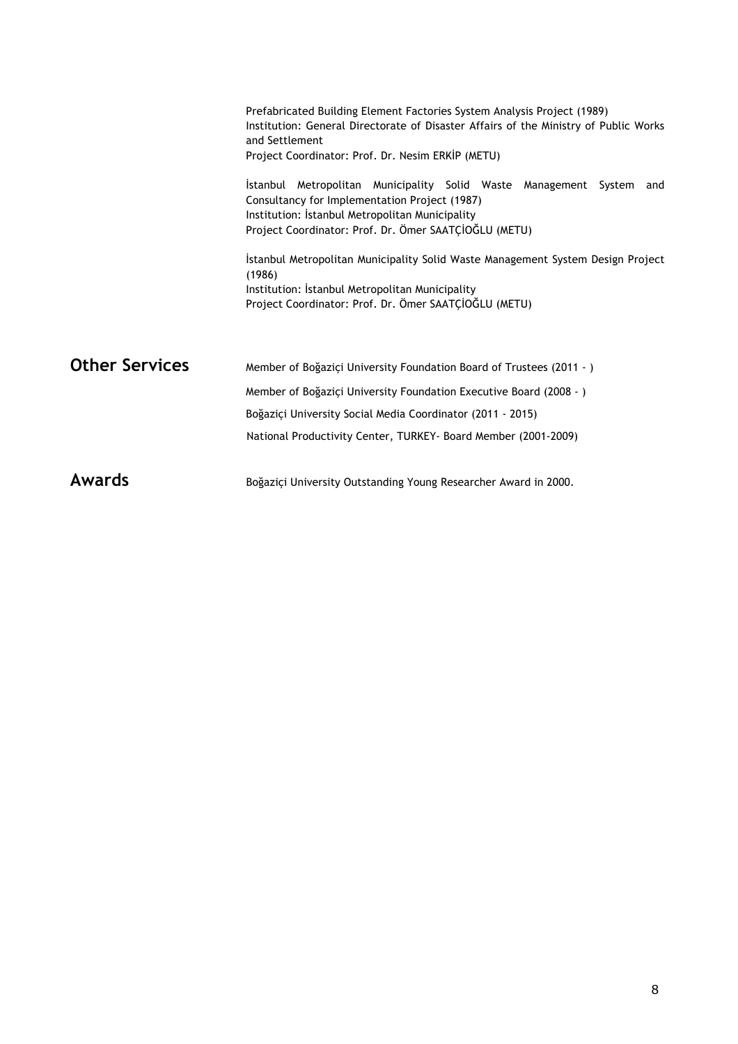Prefabricated Building Element Factories System Analysis Project (1989)
Institution: General Directorate of Disaster Affairs of the Ministry of Public Works and Settlement
Project Coordinator: Prof. Dr. Nesim ERKİP (METU)

İstanbul Metropolitan Municipality Solid Waste Management System and Consultancy for Implementation Project (1987)
Institution: İstanbul Metropolitan Municipality
Project Coordinator: Prof. Dr. Ömer SAATÇİOĞLU (METU)

İstanbul Metropolitan Municipality Solid Waste Management System Design Project (1986)
Institution: İstanbul Metropolitan Municipality
Project Coordinator: Prof. Dr. Ömer SAATÇİOĞLU (METU)

## Other Services

Member of Boğaziçi University Foundation Board of Trustees (2011 - )

Member of Boğaziçi University Foundation Executive Board (2008 - )

Boğaziçi University Social Media Coordinator (2011 - 2015)

National Productivity Center, TURKEY- Board Member (2001-2009)

## Awards

Boğaziçi University Outstanding Young Researcher Award in 2000.